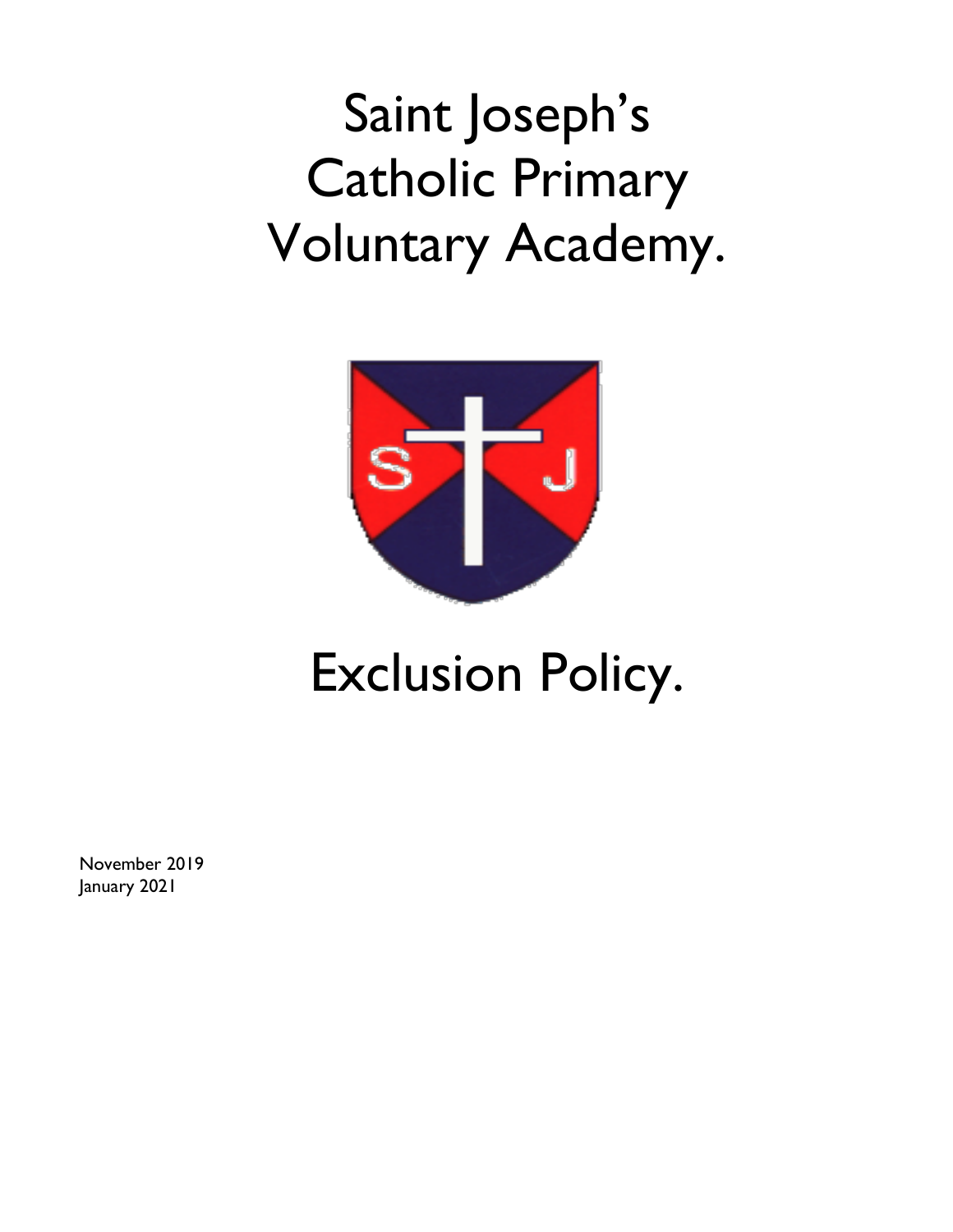# Saint Joseph's Catholic Primary Voluntary Academy.

# Exclusion Policy.

November 2019
January 2021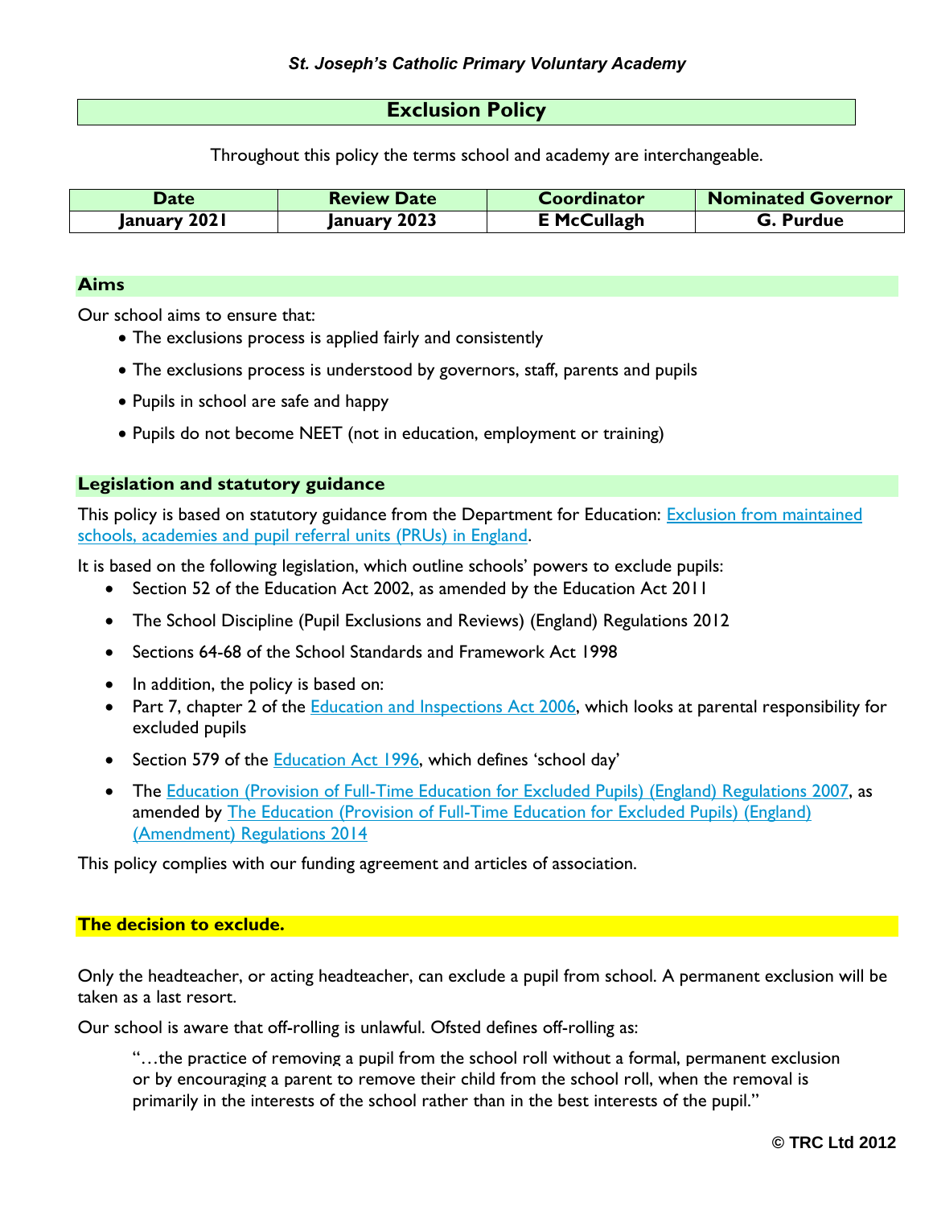*St. Joseph's Catholic Primary Voluntary Academy*

# Exclusion Policy

Throughout this policy the terms school and academy are interchangeable.

| Date | Review Date | Coordinator | Nominated Governor |
| --- | --- | --- | --- |
| January 2021 | January 2023 | E McCullagh | G. Purdue |

## Aims

Our school aims to ensure that:

- The exclusions process is applied fairly and consistently
- The exclusions process is understood by governors, staff, parents and pupils
- Pupils in school are safe and happy
- Pupils do not become NEET (not in education, employment or training)

## Legislation and statutory guidance

This policy is based on statutory guidance from the Department for Education: Exclusion from maintained schools, academies and pupil referral units (PRUs) in England.

It is based on the following legislation, which outline schools' powers to exclude pupils:

- Section 52 of the Education Act 2002, as amended by the Education Act 2011
- The School Discipline (Pupil Exclusions and Reviews) (England) Regulations 2012
- Sections 64-68 of the School Standards and Framework Act 1998
- In addition, the policy is based on:
- Part 7, chapter 2 of the Education and Inspections Act 2006, which looks at parental responsibility for excluded pupils
- Section 579 of the Education Act 1996, which defines 'school day'
- The Education (Provision of Full-Time Education for Excluded Pupils) (England) Regulations 2007, as amended by The Education (Provision of Full-Time Education for Excluded Pupils) (England) (Amendment) Regulations 2014

This policy complies with our funding agreement and articles of association.

## The decision to exclude.

Only the headteacher, or acting headteacher, can exclude a pupil from school. A permanent exclusion will be taken as a last resort.

Our school is aware that off-rolling is unlawful. Ofsted defines off-rolling as:

> "…the practice of removing a pupil from the school roll without a formal, permanent exclusion or by encouraging a parent to remove their child from the school roll, when the removal is primarily in the interests of the school rather than in the best interests of the pupil."

© TRC Ltd 2012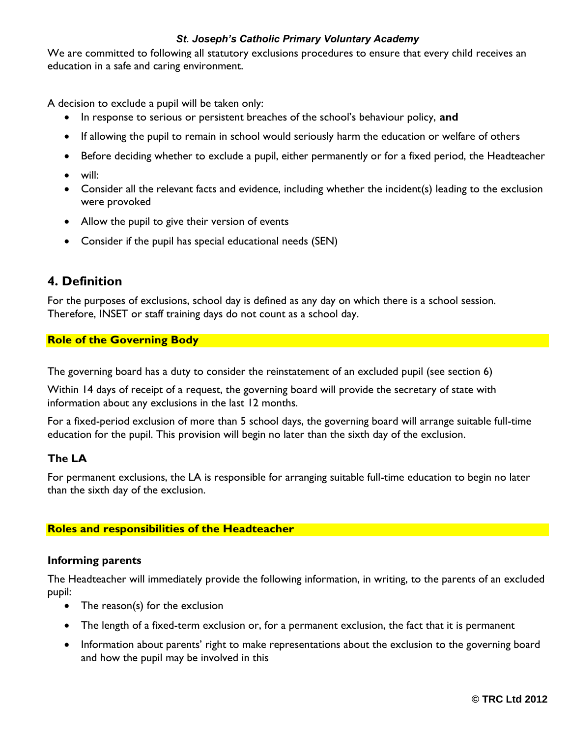We are committed to following all statutory exclusions procedures to ensure that every child receives an education in a safe and caring environment.

A decision to exclude a pupil will be taken only:

- In response to serious or persistent breaches of the school's behaviour policy, **and**
- If allowing the pupil to remain in school would seriously harm the education or welfare of others
- Before deciding whether to exclude a pupil, either permanently or for a fixed period, the Headteacher
- will:
- Consider all the relevant facts and evidence, including whether the incident(s) leading to the exclusion were provoked
- Allow the pupil to give their version of events
- Consider if the pupil has special educational needs (SEN)

## 4. Definition

For the purposes of exclusions, school day is defined as any day on which there is a school session. Therefore, INSET or staff training days do not count as a school day.

### Role of the Governing Body

The governing board has a duty to consider the reinstatement of an excluded pupil (see section 6)

Within 14 days of receipt of a request, the governing board will provide the secretary of state with information about any exclusions in the last 12 months.

For a fixed-period exclusion of more than 5 school days, the governing board will arrange suitable full-time education for the pupil. This provision will begin no later than the sixth day of the exclusion.

### The LA

For permanent exclusions, the LA is responsible for arranging suitable full-time education to begin no later than the sixth day of the exclusion.

### Roles and responsibilities of the Headteacher

#### Informing parents

The Headteacher will immediately provide the following information, in writing, to the parents of an excluded pupil:

- The reason(s) for the exclusion
- The length of a fixed-term exclusion or, for a permanent exclusion, the fact that it is permanent
- Information about parents' right to make representations about the exclusion to the governing board and how the pupil may be involved in this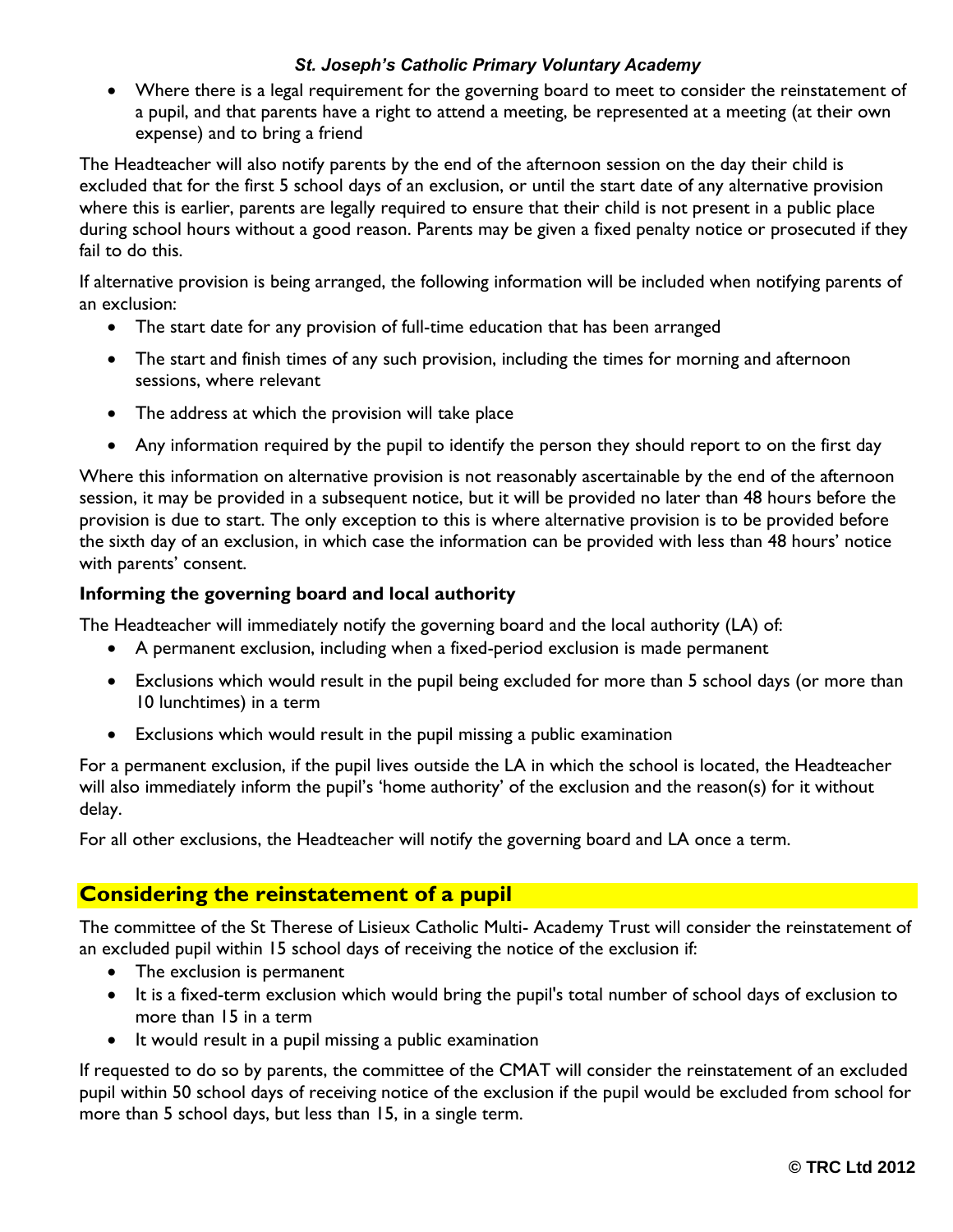- Where there is a legal requirement for the governing board to meet to consider the reinstatement of a pupil, and that parents have a right to attend a meeting, be represented at a meeting (at their own expense) and to bring a friend

The Headteacher will also notify parents by the end of the afternoon session on the day their child is excluded that for the first 5 school days of an exclusion, or until the start date of any alternative provision where this is earlier, parents are legally required to ensure that their child is not present in a public place during school hours without a good reason. Parents may be given a fixed penalty notice or prosecuted if they fail to do this.

If alternative provision is being arranged, the following information will be included when notifying parents of an exclusion:

- The start date for any provision of full-time education that has been arranged
- The start and finish times of any such provision, including the times for morning and afternoon sessions, where relevant
- The address at which the provision will take place
- Any information required by the pupil to identify the person they should report to on the first day

Where this information on alternative provision is not reasonably ascertainable by the end of the afternoon session, it may be provided in a subsequent notice, but it will be provided no later than 48 hours before the provision is due to start. The only exception to this is where alternative provision is to be provided before the sixth day of an exclusion, in which case the information can be provided with less than 48 hours' notice with parents' consent.

**Informing the governing board and local authority**

The Headteacher will immediately notify the governing board and the local authority (LA) of:

- A permanent exclusion, including when a fixed-period exclusion is made permanent
- Exclusions which would result in the pupil being excluded for more than 5 school days (or more than 10 lunchtimes) in a term
- Exclusions which would result in the pupil missing a public examination

For a permanent exclusion, if the pupil lives outside the LA in which the school is located, the Headteacher will also immediately inform the pupil's 'home authority' of the exclusion and the reason(s) for it without delay.

For all other exclusions, the Headteacher will notify the governing board and LA once a term.

## Considering the reinstatement of a pupil

The committee of the St Therese of Lisieux Catholic Multi- Academy Trust will consider the reinstatement of an excluded pupil within 15 school days of receiving the notice of the exclusion if:

- The exclusion is permanent
- It is a fixed-term exclusion which would bring the pupil's total number of school days of exclusion to more than 15 in a term
- It would result in a pupil missing a public examination

If requested to do so by parents, the committee of the CMAT will consider the reinstatement of an excluded pupil within 50 school days of receiving notice of the exclusion if the pupil would be excluded from school for more than 5 school days, but less than 15, in a single term.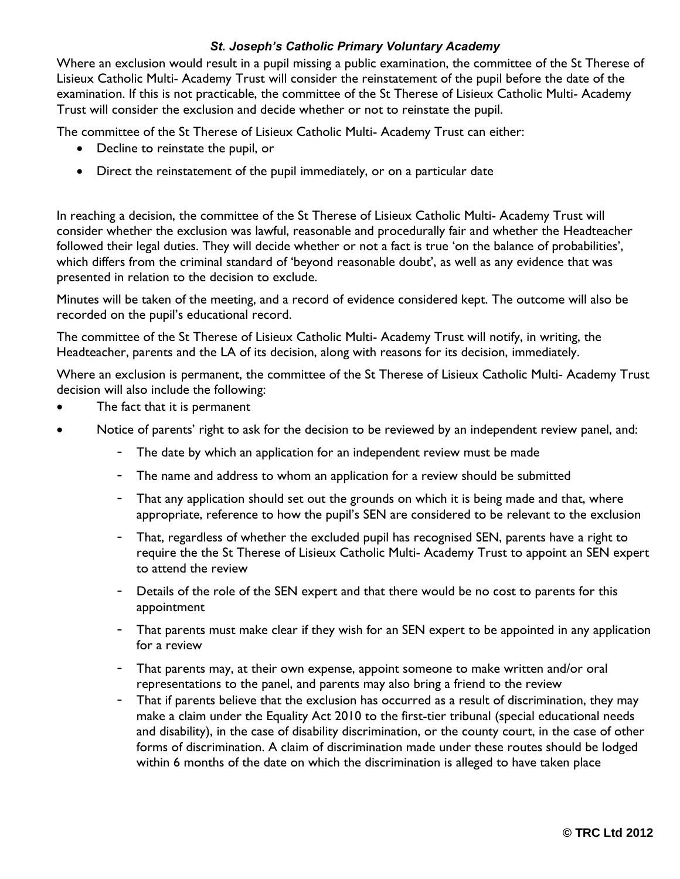Where an exclusion would result in a pupil missing a public examination, the committee of the St Therese of Lisieux Catholic Multi- Academy Trust will consider the reinstatement of the pupil before the date of the examination. If this is not practicable, the committee of the St Therese of Lisieux Catholic Multi- Academy Trust will consider the exclusion and decide whether or not to reinstate the pupil.

The committee of the St Therese of Lisieux Catholic Multi- Academy Trust can either:

- Decline to reinstate the pupil, or
- Direct the reinstatement of the pupil immediately, or on a particular date

In reaching a decision, the committee of the St Therese of Lisieux Catholic Multi- Academy Trust will consider whether the exclusion was lawful, reasonable and procedurally fair and whether the Headteacher followed their legal duties. They will decide whether or not a fact is true 'on the balance of probabilities', which differs from the criminal standard of 'beyond reasonable doubt', as well as any evidence that was presented in relation to the decision to exclude.

Minutes will be taken of the meeting, and a record of evidence considered kept. The outcome will also be recorded on the pupil's educational record.

The committee of the St Therese of Lisieux Catholic Multi- Academy Trust will notify, in writing, the Headteacher, parents and the LA of its decision, along with reasons for its decision, immediately.

Where an exclusion is permanent, the committee of the St Therese of Lisieux Catholic Multi- Academy Trust decision will also include the following:

- The fact that it is permanent
- Notice of parents' right to ask for the decision to be reviewed by an independent review panel, and:
  - The date by which an application for an independent review must be made
  - The name and address to whom an application for a review should be submitted
  - That any application should set out the grounds on which it is being made and that, where appropriate, reference to how the pupil's SEN are considered to be relevant to the exclusion
  - That, regardless of whether the excluded pupil has recognised SEN, parents have a right to require the the St Therese of Lisieux Catholic Multi- Academy Trust to appoint an SEN expert to attend the review
  - Details of the role of the SEN expert and that there would be no cost to parents for this appointment
  - That parents must make clear if they wish for an SEN expert to be appointed in any application for a review
  - That parents may, at their own expense, appoint someone to make written and/or oral representations to the panel, and parents may also bring a friend to the review
  - That if parents believe that the exclusion has occurred as a result of discrimination, they may make a claim under the Equality Act 2010 to the first-tier tribunal (special educational needs and disability), in the case of disability discrimination, or the county court, in the case of other forms of discrimination. A claim of discrimination made under these routes should be lodged within 6 months of the date on which the discrimination is alleged to have taken place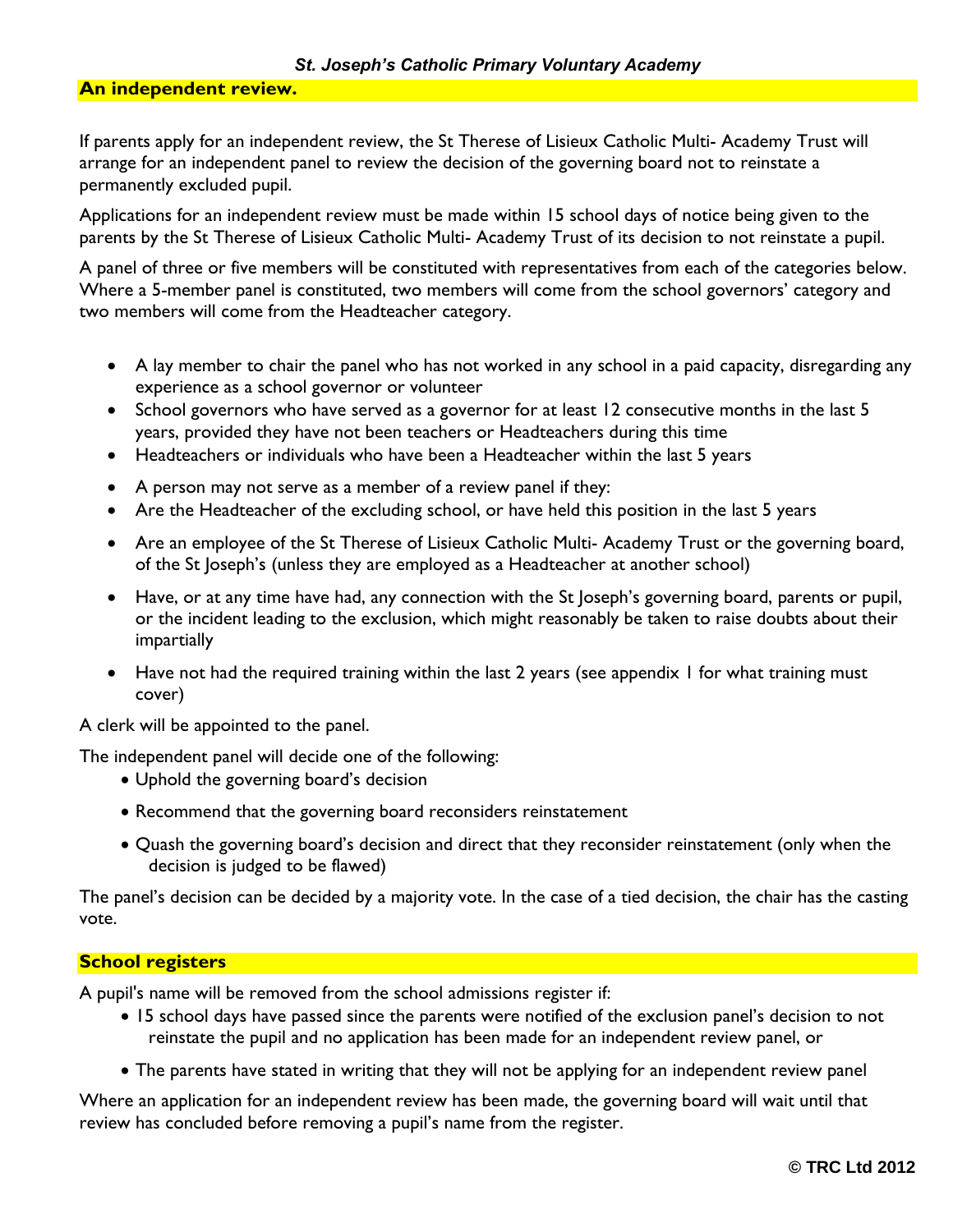## An independent review.

If parents apply for an independent review, the St Therese of Lisieux Catholic Multi- Academy Trust will arrange for an independent panel to review the decision of the governing board not to reinstate a permanently excluded pupil.

Applications for an independent review must be made within 15 school days of notice being given to the parents by the St Therese of Lisieux Catholic Multi- Academy Trust of its decision to not reinstate a pupil.

A panel of three or five members will be constituted with representatives from each of the categories below. Where a 5-member panel is constituted, two members will come from the school governors' category and two members will come from the Headteacher category.

- A lay member to chair the panel who has not worked in any school in a paid capacity, disregarding any experience as a school governor or volunteer
- School governors who have served as a governor for at least 12 consecutive months in the last 5 years, provided they have not been teachers or Headteachers during this time
- Headteachers or individuals who have been a Headteacher within the last 5 years
- A person may not serve as a member of a review panel if they:
- Are the Headteacher of the excluding school, or have held this position in the last 5 years
- Are an employee of the St Therese of Lisieux Catholic Multi- Academy Trust or the governing board, of the St Joseph's (unless they are employed as a Headteacher at another school)
- Have, or at any time have had, any connection with the St Joseph's governing board, parents or pupil, or the incident leading to the exclusion, which might reasonably be taken to raise doubts about their impartially
- Have not had the required training within the last 2 years (see appendix 1 for what training must cover)

A clerk will be appointed to the panel.

The independent panel will decide one of the following:

- Uphold the governing board's decision
- Recommend that the governing board reconsiders reinstatement
- Quash the governing board's decision and direct that they reconsider reinstatement (only when the decision is judged to be flawed)

The panel's decision can be decided by a majority vote. In the case of a tied decision, the chair has the casting vote.

## School registers

A pupil's name will be removed from the school admissions register if:

- 15 school days have passed since the parents were notified of the exclusion panel's decision to not reinstate the pupil and no application has been made for an independent review panel, or
- The parents have stated in writing that they will not be applying for an independent review panel

Where an application for an independent review has been made, the governing board will wait until that review has concluded before removing a pupil's name from the register.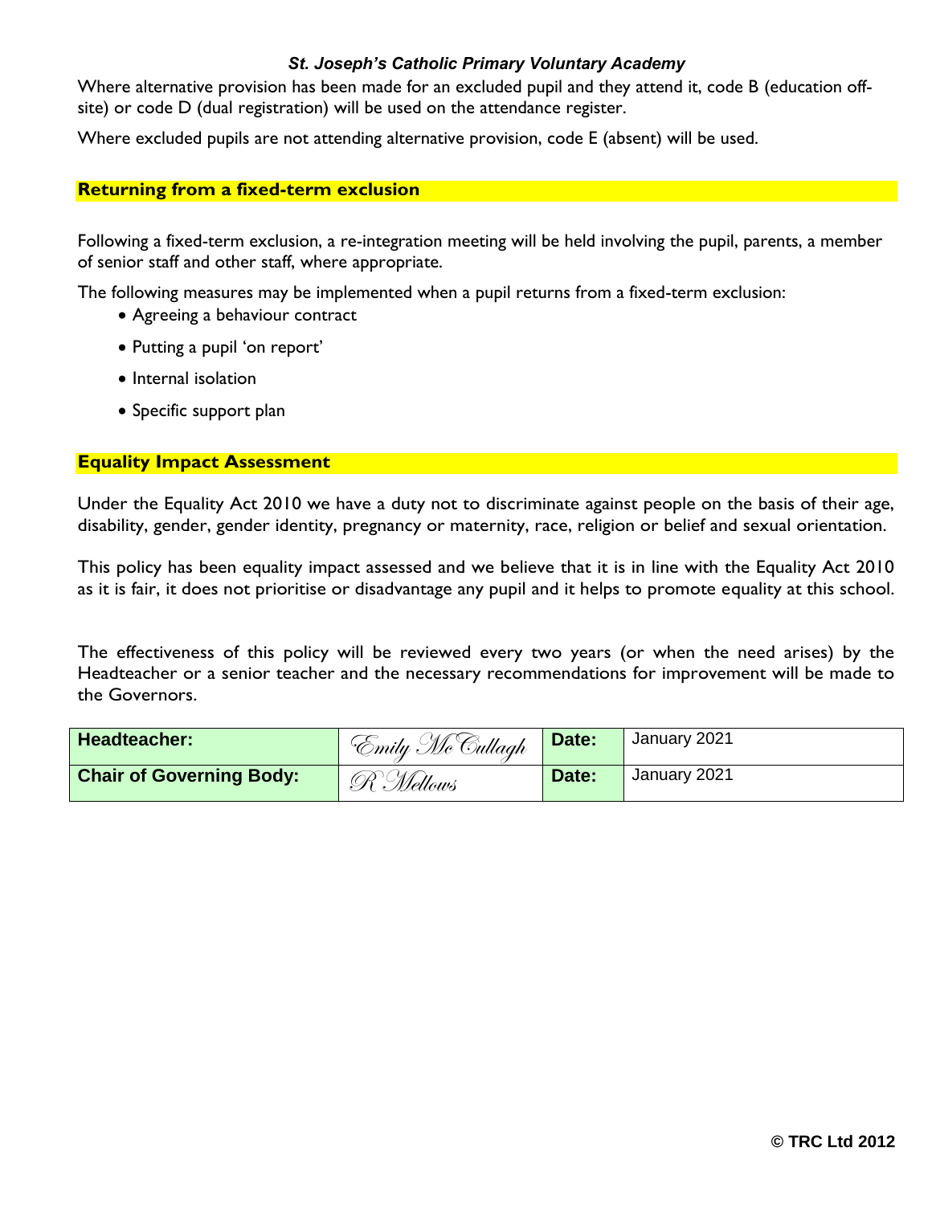Where alternative provision has been made for an excluded pupil and they attend it, code B (education off-site) or code D (dual registration) will be used on the attendance register.

Where excluded pupils are not attending alternative provision, code E (absent) will be used.

## Returning from a fixed-term exclusion

Following a fixed-term exclusion, a re-integration meeting will be held involving the pupil, parents, a member of senior staff and other staff, where appropriate.

The following measures may be implemented when a pupil returns from a fixed-term exclusion:

- Agreeing a behaviour contract
- Putting a pupil 'on report'
- Internal isolation
- Specific support plan

## Equality Impact Assessment

Under the Equality Act 2010 we have a duty not to discriminate against people on the basis of their age, disability, gender, gender identity, pregnancy or maternity, race, religion or belief and sexual orientation.

This policy has been equality impact assessed and we believe that it is in line with the Equality Act 2010 as it is fair, it does not prioritise or disadvantage any pupil and it helps to promote equality at this school.

The effectiveness of this policy will be reviewed every two years (or when the need arises) by the Headteacher or a senior teacher and the necessary recommendations for improvement will be made to the Governors.

| **Headteacher:** | *Emily McCullagh* | **Date:** | January 2021 |
|---|---|---|---|
| **Chair of Governing Body:** | *R Mellows* | **Date:** | January 2021 |

**© TRC Ltd 2012**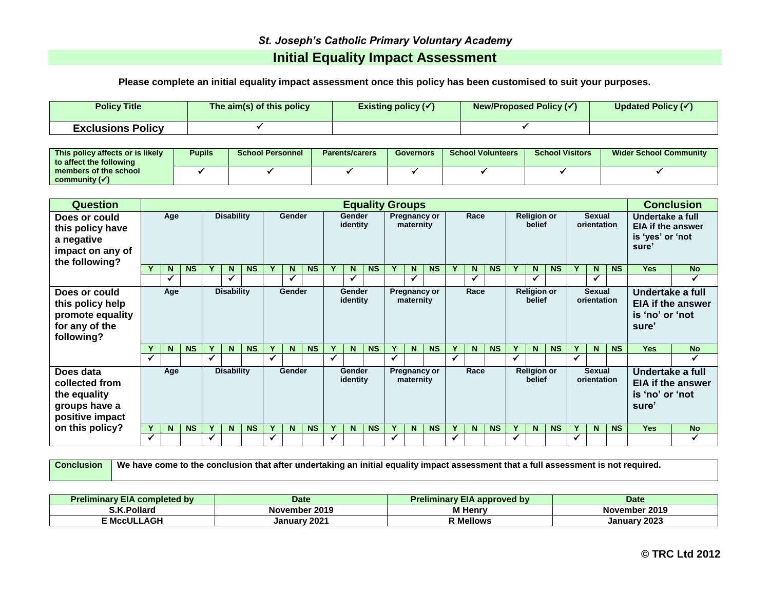*St. Joseph's Catholic Primary Voluntary Academy*

# Initial Equality Impact Assessment

**Please complete an initial equality impact assessment once this policy has been customised to suit your purposes.**

| Policy Title | The aim(s) of this policy | Existing policy (✓) | New/Proposed Policy (✓) | Updated Policy (✓) |
|---|---|---|---|---|
| **Exclusions Policy** | ✓ | | ✓ | |

| This policy affects or is likely to affect the following members of the school community (✓) | Pupils | School Personnel | Parents/carers | Governors | School Volunteers | School Visitors | Wider School Community |
|---|---|---|---|---|---|---|---|
| | ✓ | ✓ | ✓ | ✓ | ✓ | ✓ | ✓ |

| Question | Equality Groups | | | | | | | | | | | | | | | | | | | | | | | | Conclusion | |
|---|---|---|---|---|---|---|---|---|---|---|---|---|---|---|---|---|---|---|---|---|---|---|---|---|---|---|
| **Does or could this policy have a negative impact on any of the following?** | Age | | | Disability | | | Gender | | | Gender identity | | | Pregnancy or maternity | | | Race | | | Religion or belief | | | Sexual orientation | | | Undertake a full EIA if the answer is 'yes' or 'not sure' | |
| | Y | N | NS | Y | N | NS | Y | N | NS | Y | N | NS | Y | N | NS | Y | N | NS | Y | N | NS | Y | N | NS | Yes | No |
| | | ✓ | | | ✓ | | | ✓ | | | ✓ | | | ✓ | | | ✓ | | | ✓ | | | ✓ | | | ✓ |
| **Does or could this policy help promote equality for any of the following?** | Age | | | Disability | | | Gender | | | Gender identity | | | Pregnancy or maternity | | | Race | | | Religion or belief | | | Sexual orientation | | | Undertake a full EIA if the answer is 'no' or 'not sure' | |
| | Y | N | NS | Y | N | NS | Y | N | NS | Y | N | NS | Y | N | NS | Y | N | NS | Y | N | NS | Y | N | NS | Yes | No |
| | ✓ | | | ✓ | | | ✓ | | | ✓ | | | ✓ | | | ✓ | | | ✓ | | | ✓ | | | | ✓ |
| **Does data collected from the equality groups have a positive impact on this policy?** | Age | | | Disability | | | Gender | | | Gender identity | | | Pregnancy or maternity | | | Race | | | Religion or belief | | | Sexual orientation | | | Undertake a full EIA if the answer is 'no' or 'not sure' | |
| | Y | N | NS | Y | N | NS | Y | N | NS | Y | N | NS | Y | N | NS | Y | N | NS | Y | N | NS | Y | N | NS | Yes | No |
| | ✓ | | | ✓ | | | ✓ | | | ✓ | | | ✓ | | | ✓ | | | ✓ | | | ✓ | | | | ✓ |

| Conclusion | We have come to the conclusion that after undertaking an initial equality impact assessment that a full assessment is not required. |
|---|---|

| Preliminary EIA completed by | Date | Preliminary EIA approved by | Date |
|---|---|---|---|
| S.K.Pollard | November 2019 | M Henry | November 2019 |
| E MccULLAGH | January 2021 | R Mellows | January 2023 |

**© TRC Ltd 2012**